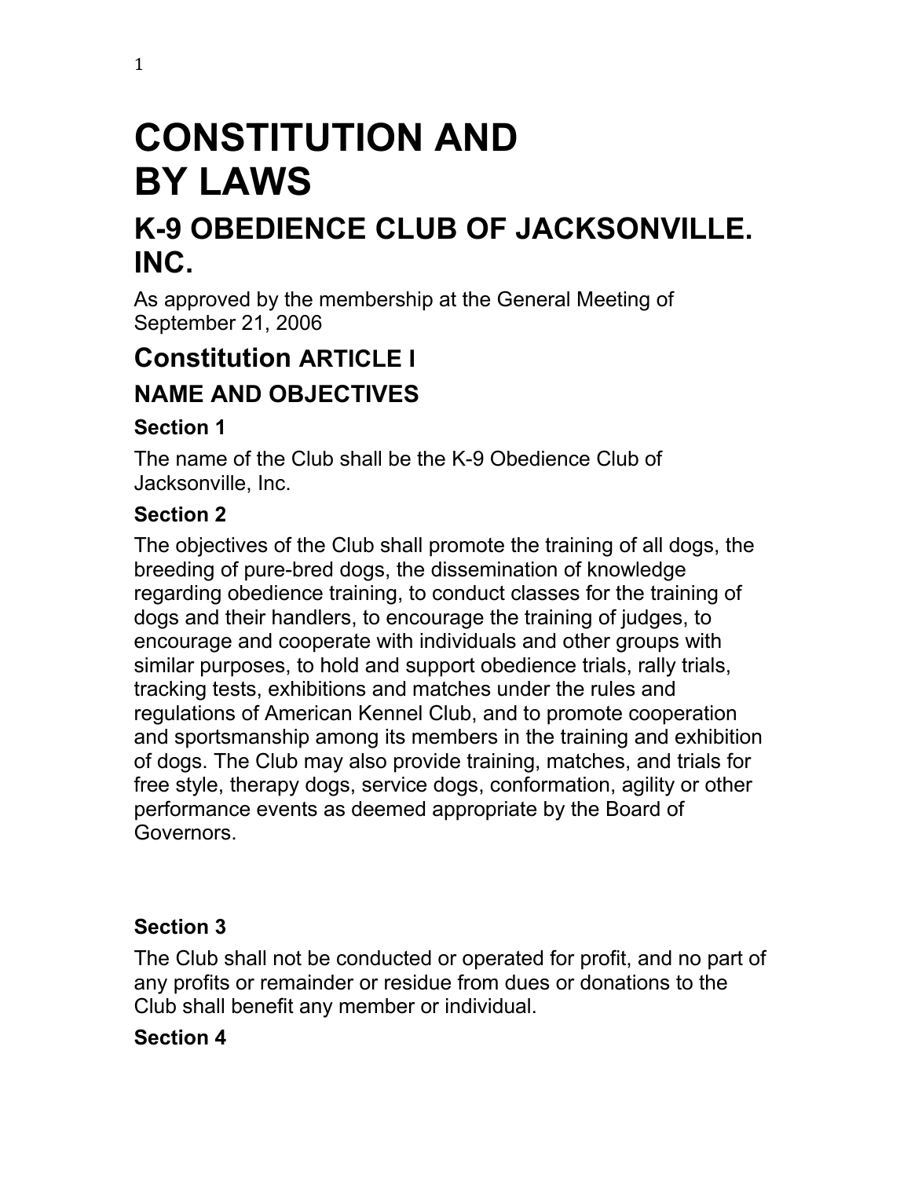# CONSTITUTION AND BY LAWS

# K-9 OBEDIENCE CLUB OF JACKSONVILLE. INC.

As approved by the membership at the General Meeting of September 21, 2006

## Constitution ARTICLE I

## NAME AND OBJECTIVES

### Section 1

The name of the Club shall be the K-9 Obedience Club of Jacksonville, Inc.

### Section 2

The objectives of the Club shall promote the training of all dogs, the breeding of pure-bred dogs, the dissemination of knowledge regarding obedience training, to conduct classes for the training of dogs and their handlers, to encourage the training of judges, to encourage and cooperate with individuals and other groups with similar purposes, to hold and support obedience trials, rally trials, tracking tests, exhibitions and matches under the rules and regulations of American Kennel Club, and to promote cooperation and sportsmanship among its members in the training and exhibition of dogs. The Club may also provide training, matches, and trials for free style, therapy dogs, service dogs, conformation, agility or other performance events as deemed appropriate by the Board of Governors.

### Section 3

The Club shall not be conducted or operated for profit, and no part of any profits or remainder or residue from dues or donations to the Club shall benefit any member or individual.

### Section 4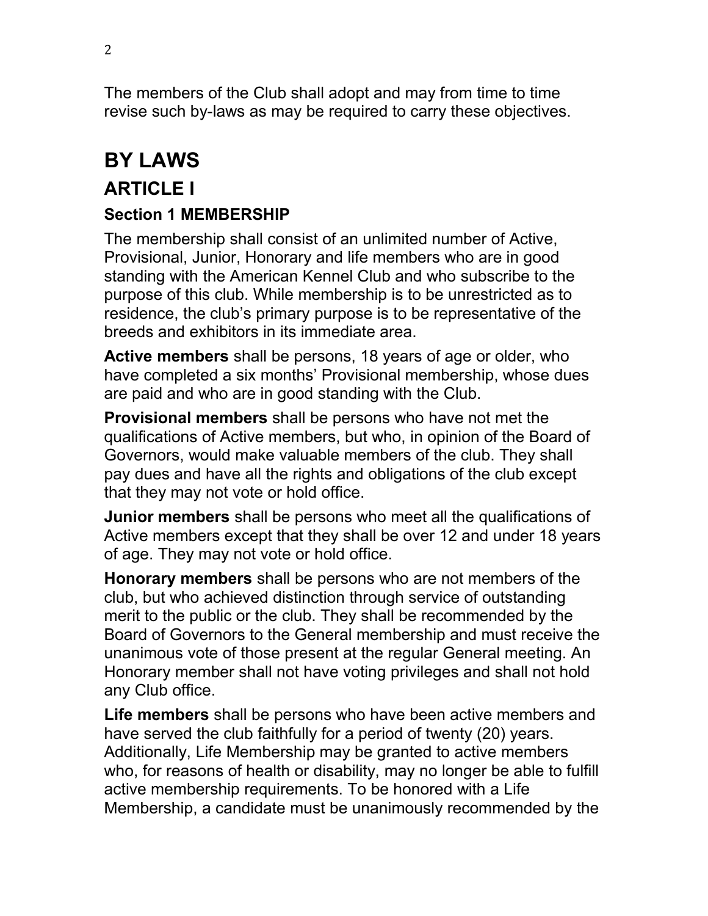The members of the Club shall adopt and may from time to time revise such by-laws as may be required to carry these objectives.

# BY LAWS

## ARTICLE I

### Section 1 MEMBERSHIP

The membership shall consist of an unlimited number of Active, Provisional, Junior, Honorary and life members who are in good standing with the American Kennel Club and who subscribe to the purpose of this club. While membership is to be unrestricted as to residence, the club's primary purpose is to be representative of the breeds and exhibitors in its immediate area.

**Active members** shall be persons, 18 years of age or older, who have completed a six months' Provisional membership, whose dues are paid and who are in good standing with the Club.

**Provisional members** shall be persons who have not met the qualifications of Active members, but who, in opinion of the Board of Governors, would make valuable members of the club. They shall pay dues and have all the rights and obligations of the club except that they may not vote or hold office.

**Junior members** shall be persons who meet all the qualifications of Active members except that they shall be over 12 and under 18 years of age. They may not vote or hold office.

**Honorary members** shall be persons who are not members of the club, but who achieved distinction through service of outstanding merit to the public or the club. They shall be recommended by the Board of Governors to the General membership and must receive the unanimous vote of those present at the regular General meeting. An Honorary member shall not have voting privileges and shall not hold any Club office.

**Life members** shall be persons who have been active members and have served the club faithfully for a period of twenty (20) years. Additionally, Life Membership may be granted to active members who, for reasons of health or disability, may no longer be able to fulfill active membership requirements. To be honored with a Life Membership, a candidate must be unanimously recommended by the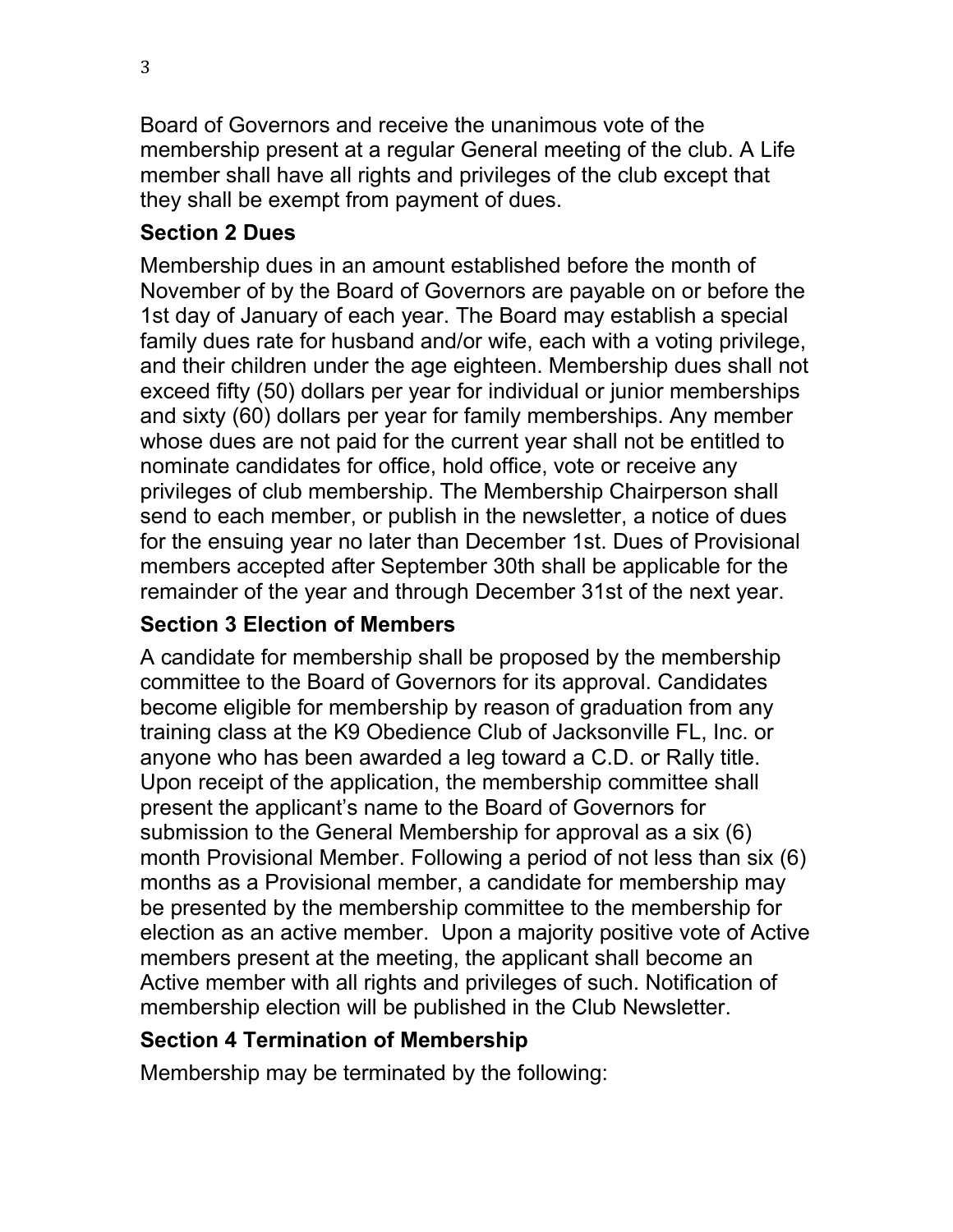Board of Governors and receive the unanimous vote of the membership present at a regular General meeting of the club. A Life member shall have all rights and privileges of the club except that they shall be exempt from payment of dues.

### Section 2 Dues

Membership dues in an amount established before the month of November of by the Board of Governors are payable on or before the 1st day of January of each year. The Board may establish a special family dues rate for husband and/or wife, each with a voting privilege, and their children under the age eighteen. Membership dues shall not exceed fifty (50) dollars per year for individual or junior memberships and sixty (60) dollars per year for family memberships. Any member whose dues are not paid for the current year shall not be entitled to nominate candidates for office, hold office, vote or receive any privileges of club membership. The Membership Chairperson shall send to each member, or publish in the newsletter, a notice of dues for the ensuing year no later than December 1st. Dues of Provisional members accepted after September 30th shall be applicable for the remainder of the year and through December 31st of the next year.

### Section 3 Election of Members

A candidate for membership shall be proposed by the membership committee to the Board of Governors for its approval. Candidates become eligible for membership by reason of graduation from any training class at the K9 Obedience Club of Jacksonville FL, Inc. or anyone who has been awarded a leg toward a C.D. or Rally title. Upon receipt of the application, the membership committee shall present the applicant's name to the Board of Governors for submission to the General Membership for approval as a six (6) month Provisional Member. Following a period of not less than six (6) months as a Provisional member, a candidate for membership may be presented by the membership committee to the membership for election as an active member. Upon a majority positive vote of Active members present at the meeting, the applicant shall become an Active member with all rights and privileges of such. Notification of membership election will be published in the Club Newsletter.

### Section 4 Termination of Membership

Membership may be terminated by the following: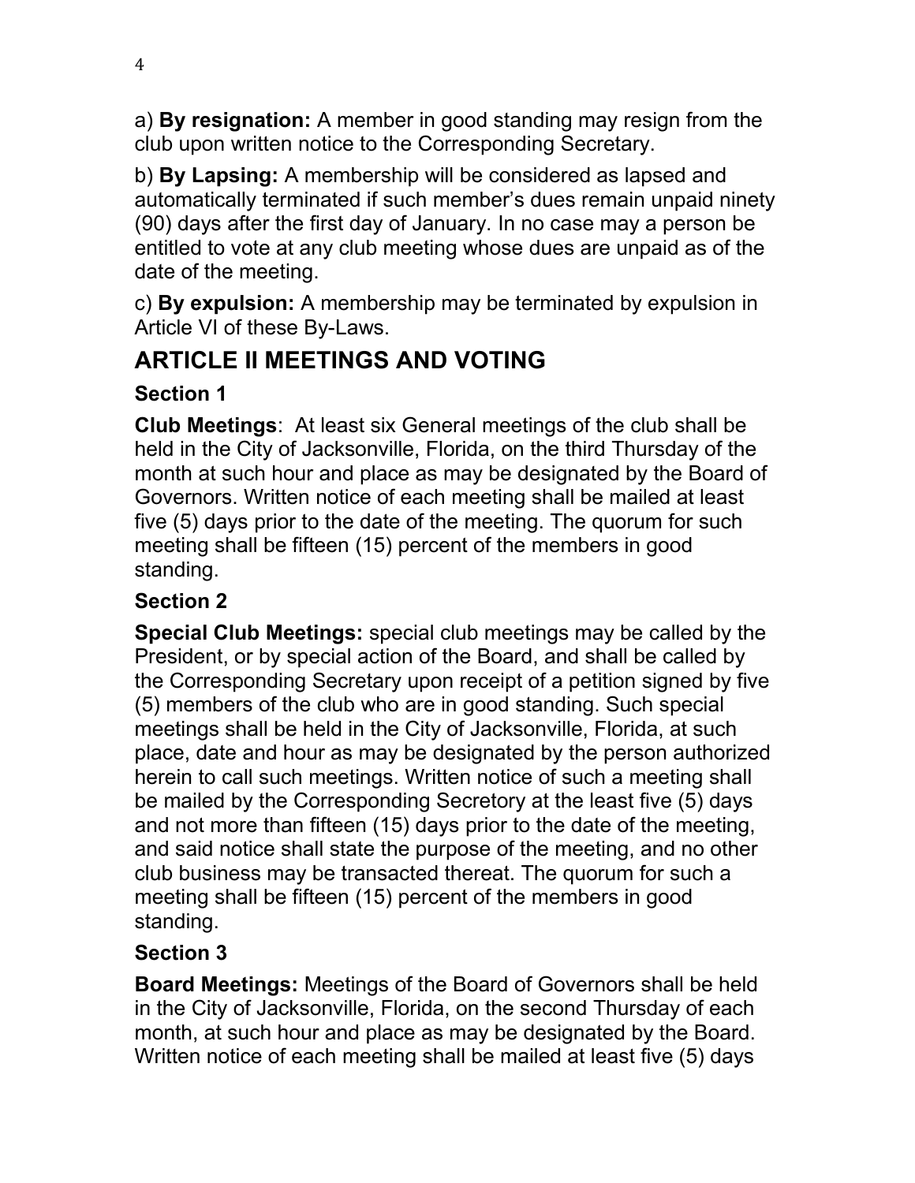a) **By resignation:** A member in good standing may resign from the club upon written notice to the Corresponding Secretary.

b) **By Lapsing:** A membership will be considered as lapsed and automatically terminated if such member's dues remain unpaid ninety (90) days after the first day of January. In no case may a person be entitled to vote at any club meeting whose dues are unpaid as of the date of the meeting.

c) **By expulsion:** A membership may be terminated by expulsion in Article VI of these By-Laws.

## ARTICLE II MEETINGS AND VOTING

### Section 1

**Club Meetings**: At least six General meetings of the club shall be held in the City of Jacksonville, Florida, on the third Thursday of the month at such hour and place as may be designated by the Board of Governors. Written notice of each meeting shall be mailed at least five (5) days prior to the date of the meeting. The quorum for such meeting shall be fifteen (15) percent of the members in good standing.

### Section 2

**Special Club Meetings:** special club meetings may be called by the President, or by special action of the Board, and shall be called by the Corresponding Secretary upon receipt of a petition signed by five (5) members of the club who are in good standing. Such special meetings shall be held in the City of Jacksonville, Florida, at such place, date and hour as may be designated by the person authorized herein to call such meetings. Written notice of such a meeting shall be mailed by the Corresponding Secretory at the least five (5) days and not more than fifteen (15) days prior to the date of the meeting, and said notice shall state the purpose of the meeting, and no other club business may be transacted thereat. The quorum for such a meeting shall be fifteen (15) percent of the members in good standing.

### Section 3

**Board Meetings:** Meetings of the Board of Governors shall be held in the City of Jacksonville, Florida, on the second Thursday of each month, at such hour and place as may be designated by the Board. Written notice of each meeting shall be mailed at least five (5) days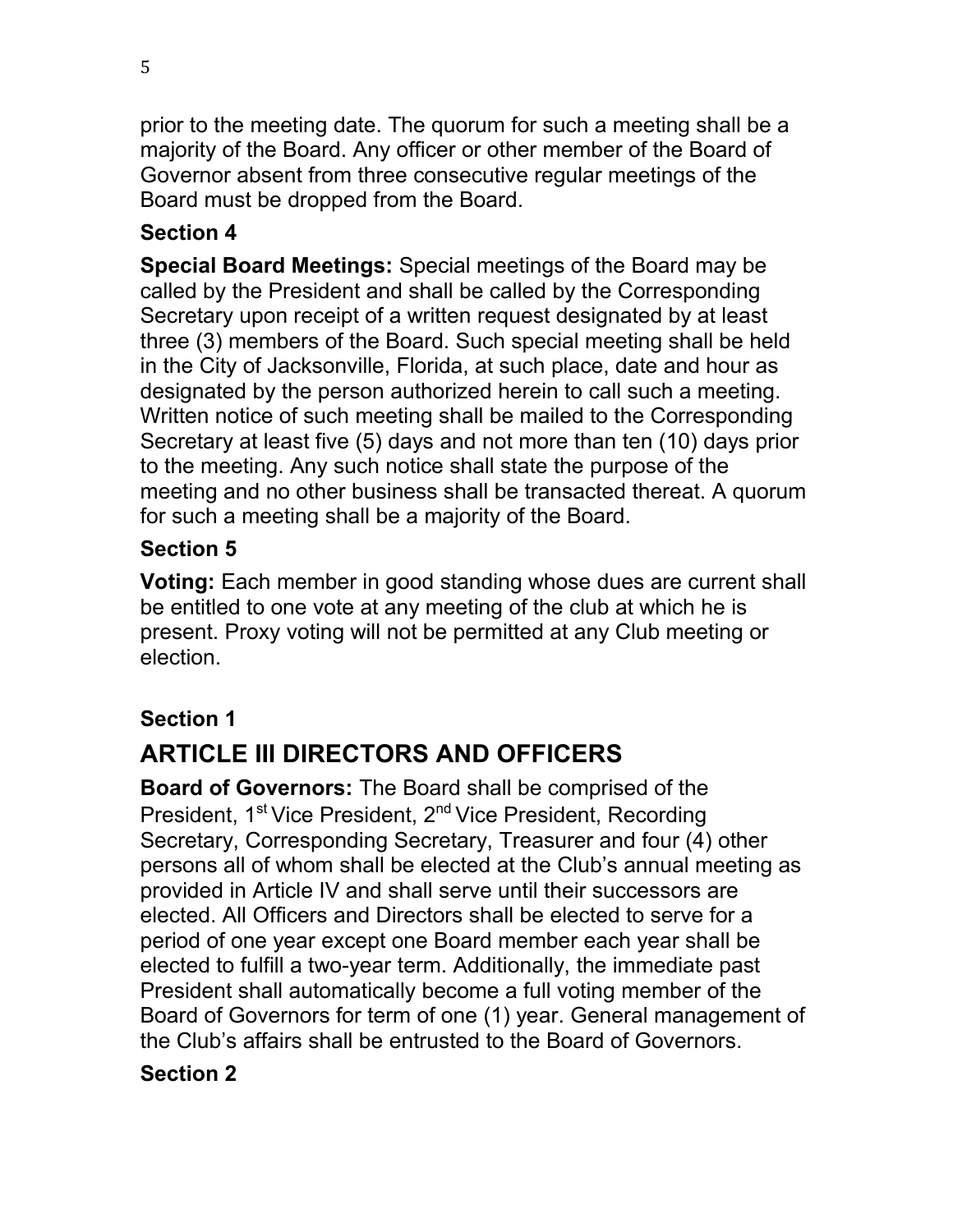prior to the meeting date. The quorum for such a meeting shall be a majority of the Board. Any officer or other member of the Board of Governor absent from three consecutive regular meetings of the Board must be dropped from the Board.

### Section 4

**Special Board Meetings:** Special meetings of the Board may be called by the President and shall be called by the Corresponding Secretary upon receipt of a written request designated by at least three (3) members of the Board. Such special meeting shall be held in the City of Jacksonville, Florida, at such place, date and hour as designated by the person authorized herein to call such a meeting. Written notice of such meeting shall be mailed to the Corresponding Secretary at least five (5) days and not more than ten (10) days prior to the meeting. Any such notice shall state the purpose of the meeting and no other business shall be transacted thereat. A quorum for such a meeting shall be a majority of the Board.

### Section 5

**Voting:** Each member in good standing whose dues are current shall be entitled to one vote at any meeting of the club at which he is present. Proxy voting will not be permitted at any Club meeting or election.

### Section 1

## ARTICLE III DIRECTORS AND OFFICERS

**Board of Governors:** The Board shall be comprised of the President, 1st Vice President, 2nd Vice President, Recording Secretary, Corresponding Secretary, Treasurer and four (4) other persons all of whom shall be elected at the Club's annual meeting as provided in Article IV and shall serve until their successors are elected. All Officers and Directors shall be elected to serve for a period of one year except one Board member each year shall be elected to fulfill a two-year term. Additionally, the immediate past President shall automatically become a full voting member of the Board of Governors for term of one (1) year. General management of the Club's affairs shall be entrusted to the Board of Governors.

### Section 2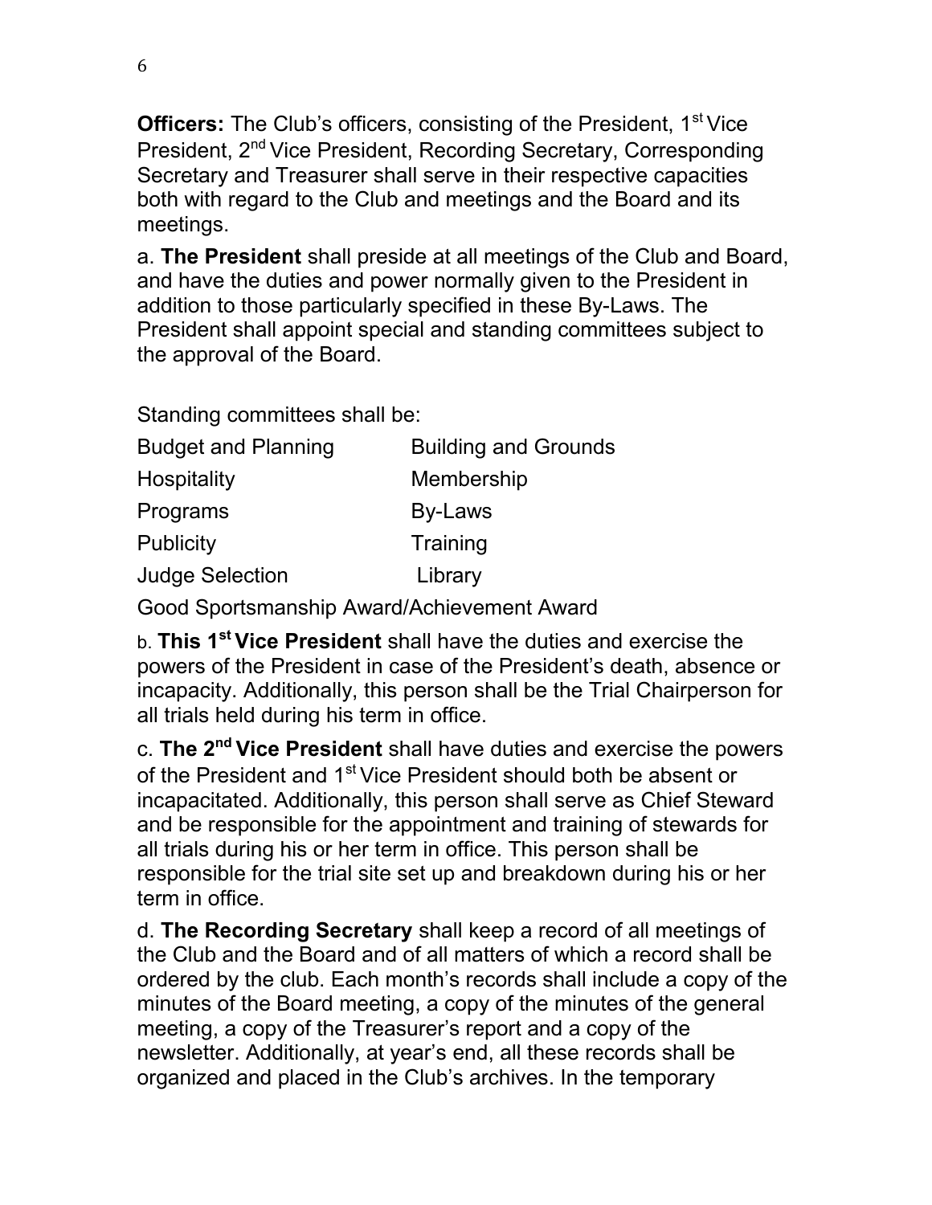**Officers:** The Club's officers, consisting of the President, 1st Vice President, 2nd Vice President, Recording Secretary, Corresponding Secretary and Treasurer shall serve in their respective capacities both with regard to the Club and meetings and the Board and its meetings.

a. **The President** shall preside at all meetings of the Club and Board, and have the duties and power normally given to the President in addition to those particularly specified in these By-Laws. The President shall appoint special and standing committees subject to the approval of the Board.

Standing committees shall be:

| | |
|---|---|
| Budget and Planning | Building and Grounds |
| Hospitality | Membership |
| Programs | By-Laws |
| Publicity | Training |
| Judge Selection | Library |

Good Sportsmanship Award/Achievement Award

b. **This 1st Vice President** shall have the duties and exercise the powers of the President in case of the President's death, absence or incapacity. Additionally, this person shall be the Trial Chairperson for all trials held during his term in office.

c. **The 2nd Vice President** shall have duties and exercise the powers of the President and 1st Vice President should both be absent or incapacitated. Additionally, this person shall serve as Chief Steward and be responsible for the appointment and training of stewards for all trials during his or her term in office. This person shall be responsible for the trial site set up and breakdown during his or her term in office.

d. **The Recording Secretary** shall keep a record of all meetings of the Club and the Board and of all matters of which a record shall be ordered by the club. Each month's records shall include a copy of the minutes of the Board meeting, a copy of the minutes of the general meeting, a copy of the Treasurer's report and a copy of the newsletter. Additionally, at year's end, all these records shall be organized and placed in the Club's archives. In the temporary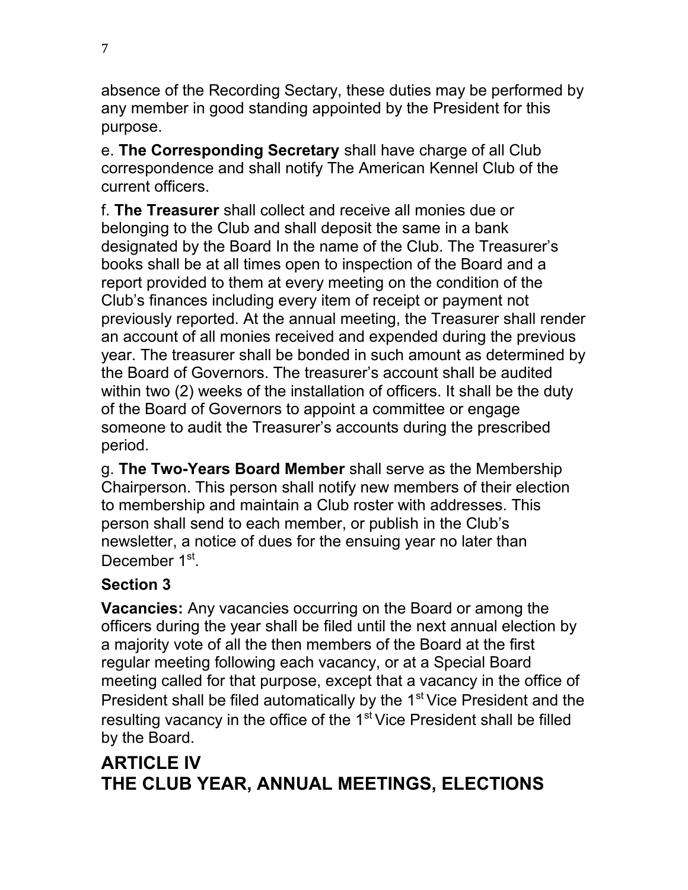absence of the Recording Sectary, these duties may be performed by any member in good standing appointed by the President for this purpose.

e. **The Corresponding Secretary** shall have charge of all Club correspondence and shall notify The American Kennel Club of the current officers.

f. **The Treasurer** shall collect and receive all monies due or belonging to the Club and shall deposit the same in a bank designated by the Board In the name of the Club. The Treasurer's books shall be at all times open to inspection of the Board and a report provided to them at every meeting on the condition of the Club's finances including every item of receipt or payment not previously reported. At the annual meeting, the Treasurer shall render an account of all monies received and expended during the previous year. The treasurer shall be bonded in such amount as determined by the Board of Governors. The treasurer's account shall be audited within two (2) weeks of the installation of officers. It shall be the duty of the Board of Governors to appoint a committee or engage someone to audit the Treasurer's accounts during the prescribed period.

g. **The Two-Years Board Member** shall serve as the Membership Chairperson. This person shall notify new members of their election to membership and maintain a Club roster with addresses. This person shall send to each member, or publish in the Club's newsletter, a notice of dues for the ensuing year no later than December 1st.

### Section 3

**Vacancies:** Any vacancies occurring on the Board or among the officers during the year shall be filed until the next annual election by a majority vote of all the then members of the Board at the first regular meeting following each vacancy, or at a Special Board meeting called for that purpose, except that a vacancy in the office of President shall be filed automatically by the 1st Vice President and the resulting vacancy in the office of the 1st Vice President shall be filled by the Board.

## ARTICLE IV
## THE CLUB YEAR, ANNUAL MEETINGS, ELECTIONS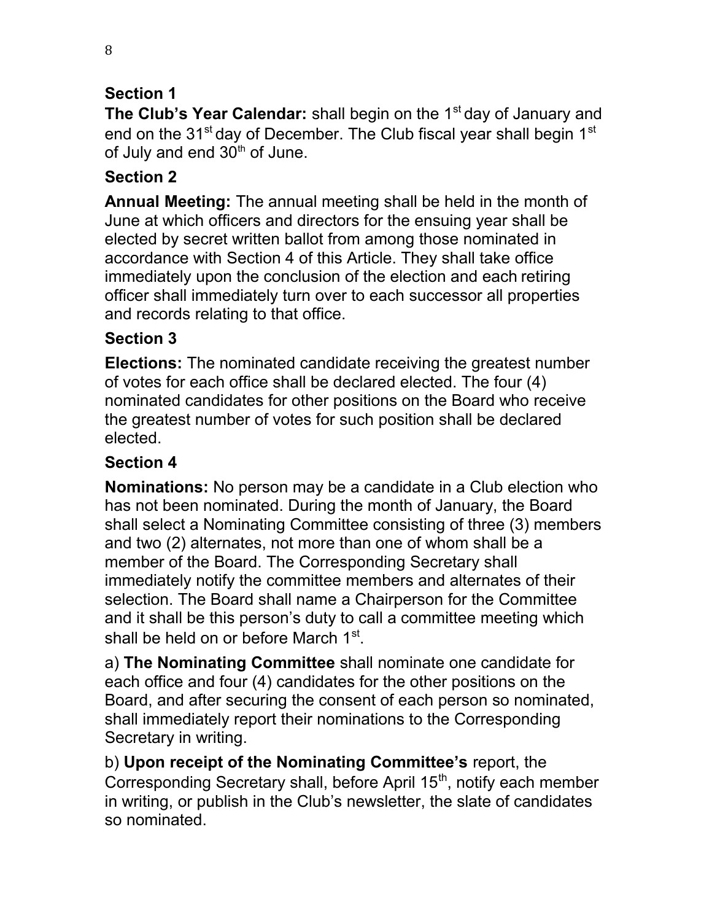## Section 1

**The Club's Year Calendar:** shall begin on the 1st day of January and end on the 31st day of December. The Club fiscal year shall begin 1st of July and end 30th of June.

## Section 2

**Annual Meeting:** The annual meeting shall be held in the month of June at which officers and directors for the ensuing year shall be elected by secret written ballot from among those nominated in accordance with Section 4 of this Article. They shall take office immediately upon the conclusion of the election and each retiring officer shall immediately turn over to each successor all properties and records relating to that office.

## Section 3

**Elections:** The nominated candidate receiving the greatest number of votes for each office shall be declared elected. The four (4) nominated candidates for other positions on the Board who receive the greatest number of votes for such position shall be declared elected.

## Section 4

**Nominations:** No person may be a candidate in a Club election who has not been nominated. During the month of January, the Board shall select a Nominating Committee consisting of three (3) members and two (2) alternates, not more than one of whom shall be a member of the Board. The Corresponding Secretary shall immediately notify the committee members and alternates of their selection. The Board shall name a Chairperson for the Committee and it shall be this person's duty to call a committee meeting which shall be held on or before March 1st.

a) **The Nominating Committee** shall nominate one candidate for each office and four (4) candidates for the other positions on the Board, and after securing the consent of each person so nominated, shall immediately report their nominations to the Corresponding Secretary in writing.

b) **Upon receipt of the Nominating Committee's** report, the Corresponding Secretary shall, before April 15th, notify each member in writing, or publish in the Club's newsletter, the slate of candidates so nominated.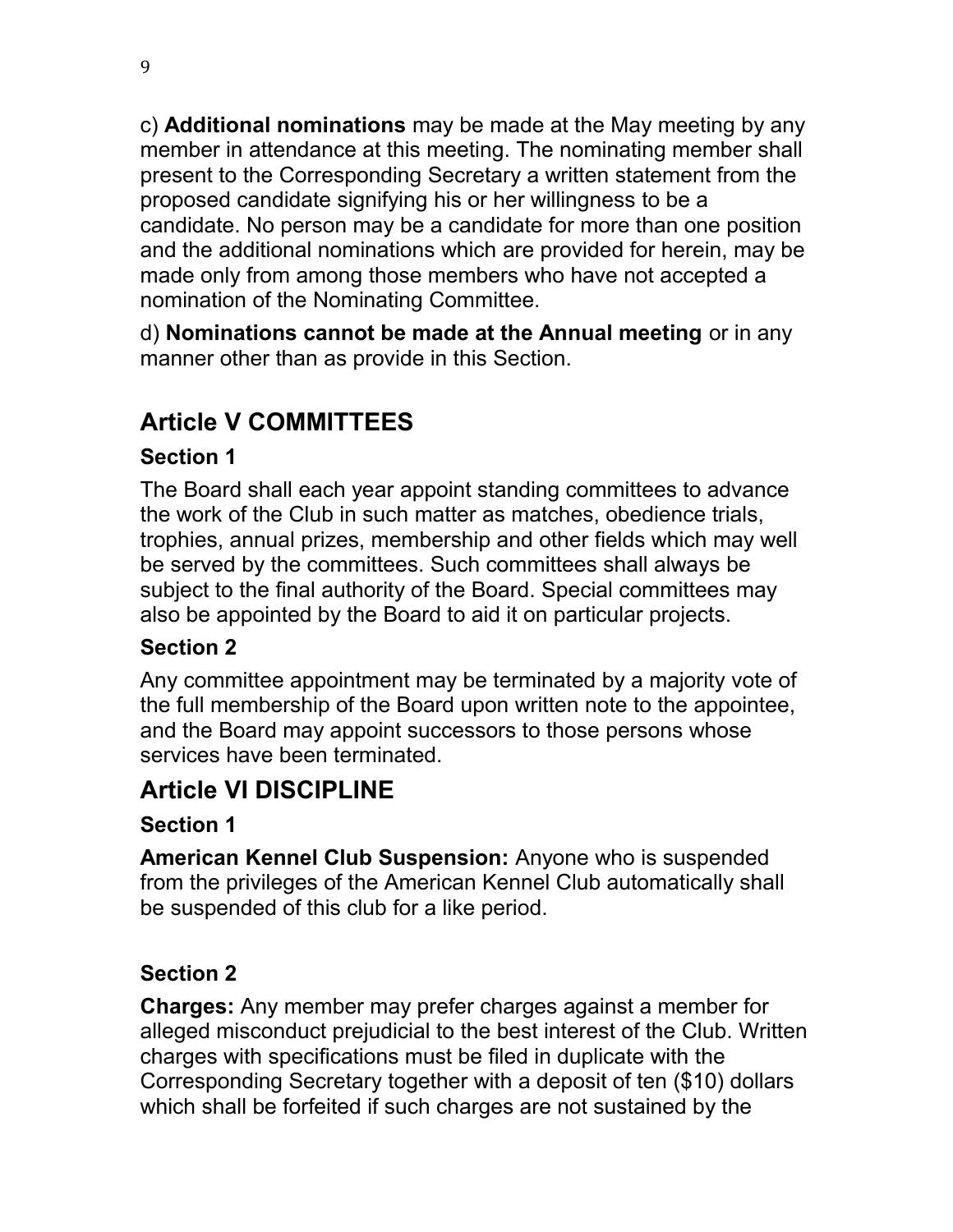c) **Additional nominations** may be made at the May meeting by any member in attendance at this meeting. The nominating member shall present to the Corresponding Secretary a written statement from the proposed candidate signifying his or her willingness to be a candidate. No person may be a candidate for more than one position and the additional nominations which are provided for herein, may be made only from among those members who have not accepted a nomination of the Nominating Committee.

d) **Nominations cannot be made at the Annual meeting** or in any manner other than as provide in this Section.

## Article V COMMITTEES

### Section 1

The Board shall each year appoint standing committees to advance the work of the Club in such matter as matches, obedience trials, trophies, annual prizes, membership and other fields which may well be served by the committees. Such committees shall always be subject to the final authority of the Board. Special committees may also be appointed by the Board to aid it on particular projects.

### Section 2

Any committee appointment may be terminated by a majority vote of the full membership of the Board upon written note to the appointee, and the Board may appoint successors to those persons whose services have been terminated.

## Article VI DISCIPLINE

### Section 1

**American Kennel Club Suspension:** Anyone who is suspended from the privileges of the American Kennel Club automatically shall be suspended of this club for a like period.

### Section 2

**Charges:** Any member may prefer charges against a member for alleged misconduct prejudicial to the best interest of the Club. Written charges with specifications must be filed in duplicate with the Corresponding Secretary together with a deposit of ten ($10) dollars which shall be forfeited if such charges are not sustained by the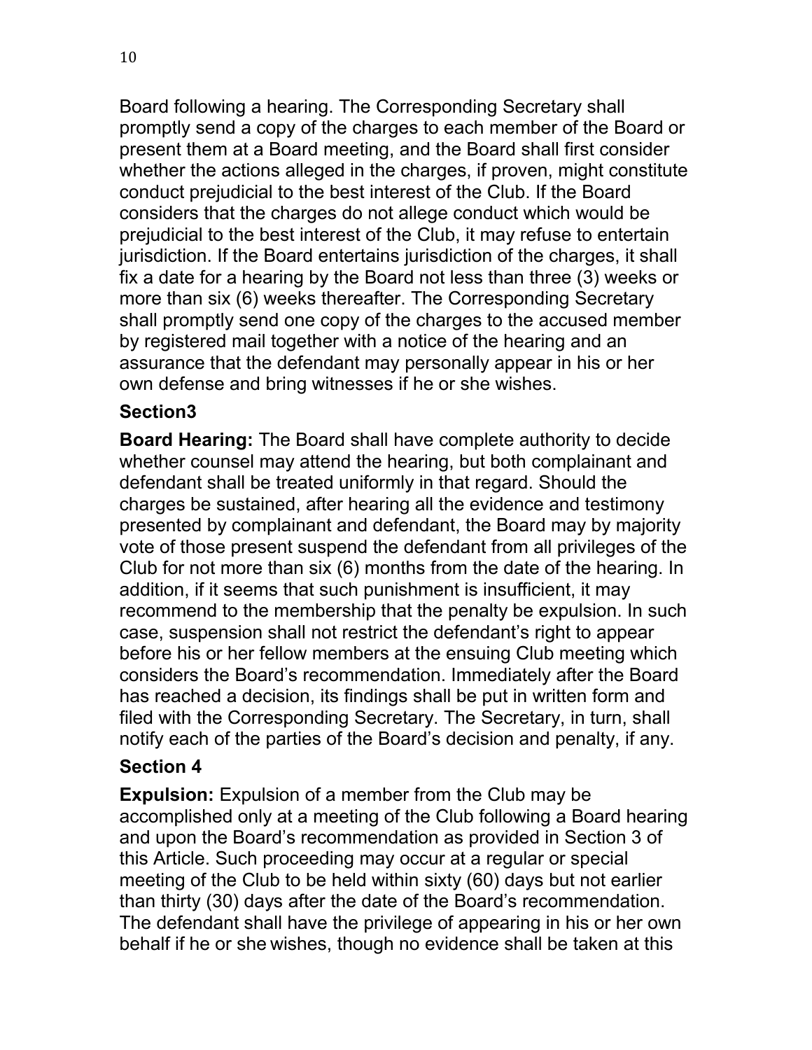Board following a hearing. The Corresponding Secretary shall promptly send a copy of the charges to each member of the Board or present them at a Board meeting, and the Board shall first consider whether the actions alleged in the charges, if proven, might constitute conduct prejudicial to the best interest of the Club. If the Board considers that the charges do not allege conduct which would be prejudicial to the best interest of the Club, it may refuse to entertain jurisdiction. If the Board entertains jurisdiction of the charges, it shall fix a date for a hearing by the Board not less than three (3) weeks or more than six (6) weeks thereafter. The Corresponding Secretary shall promptly send one copy of the charges to the accused member by registered mail together with a notice of the hearing and an assurance that the defendant may personally appear in his or her own defense and bring witnesses if he or she wishes.

### Section3

**Board Hearing:** The Board shall have complete authority to decide whether counsel may attend the hearing, but both complainant and defendant shall be treated uniformly in that regard. Should the charges be sustained, after hearing all the evidence and testimony presented by complainant and defendant, the Board may by majority vote of those present suspend the defendant from all privileges of the Club for not more than six (6) months from the date of the hearing. In addition, if it seems that such punishment is insufficient, it may recommend to the membership that the penalty be expulsion. In such case, suspension shall not restrict the defendant's right to appear before his or her fellow members at the ensuing Club meeting which considers the Board's recommendation. Immediately after the Board has reached a decision, its findings shall be put in written form and filed with the Corresponding Secretary. The Secretary, in turn, shall notify each of the parties of the Board's decision and penalty, if any.

### Section 4

**Expulsion:** Expulsion of a member from the Club may be accomplished only at a meeting of the Club following a Board hearing and upon the Board's recommendation as provided in Section 3 of this Article. Such proceeding may occur at a regular or special meeting of the Club to be held within sixty (60) days but not earlier than thirty (30) days after the date of the Board's recommendation. The defendant shall have the privilege of appearing in his or her own behalf if he or she wishes, though no evidence shall be taken at this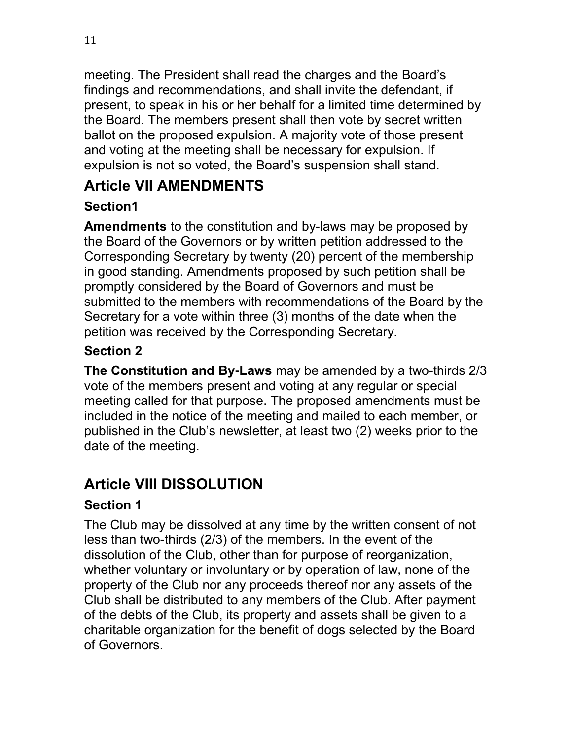meeting. The President shall read the charges and the Board's findings and recommendations, and shall invite the defendant, if present, to speak in his or her behalf for a limited time determined by the Board. The members present shall then vote by secret written ballot on the proposed expulsion. A majority vote of those present and voting at the meeting shall be necessary for expulsion. If expulsion is not so voted, the Board's suspension shall stand.

## Article VII AMENDMENTS

### Section1

**Amendments** to the constitution and by-laws may be proposed by the Board of the Governors or by written petition addressed to the Corresponding Secretary by twenty (20) percent of the membership in good standing. Amendments proposed by such petition shall be promptly considered by the Board of Governors and must be submitted to the members with recommendations of the Board by the Secretary for a vote within three (3) months of the date when the petition was received by the Corresponding Secretary.

### Section 2

**The Constitution and By-Laws** may be amended by a two-thirds 2/3 vote of the members present and voting at any regular or special meeting called for that purpose. The proposed amendments must be included in the notice of the meeting and mailed to each member, or published in the Club's newsletter, at least two (2) weeks prior to the date of the meeting.

## Article VIII DISSOLUTION

### Section 1

The Club may be dissolved at any time by the written consent of not less than two-thirds (2/3) of the members. In the event of the dissolution of the Club, other than for purpose of reorganization, whether voluntary or involuntary or by operation of law, none of the property of the Club nor any proceeds thereof nor any assets of the Club shall be distributed to any members of the Club. After payment of the debts of the Club, its property and assets shall be given to a charitable organization for the benefit of dogs selected by the Board of Governors.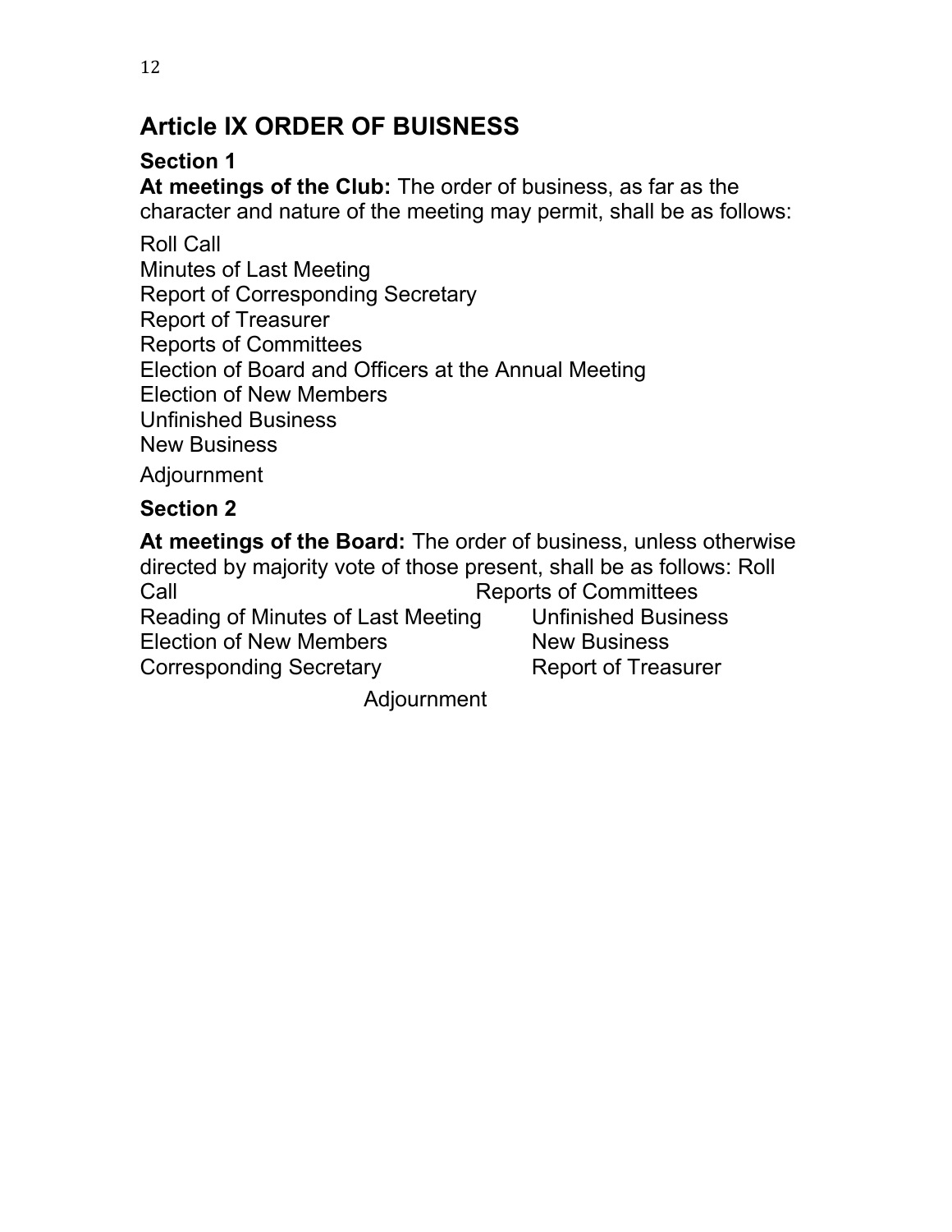## Article IX ORDER OF BUISNESS

### Section 1

**At meetings of the Club:** The order of business, as far as the character and nature of the meeting may permit, shall be as follows:

Roll Call
Minutes of Last Meeting
Report of Corresponding Secretary
Report of Treasurer
Reports of Committees
Election of Board and Officers at the Annual Meeting
Election of New Members
Unfinished Business
New Business

Adjournment

### Section 2

**At meetings of the Board:** The order of business, unless otherwise directed by majority vote of those present, shall be as follows: Roll Call

Reading of Minutes of Last Meeting
Election of New Members
Corresponding Secretary
Reports of Committees
Unfinished Business
New Business
Report of Treasurer

Adjournment